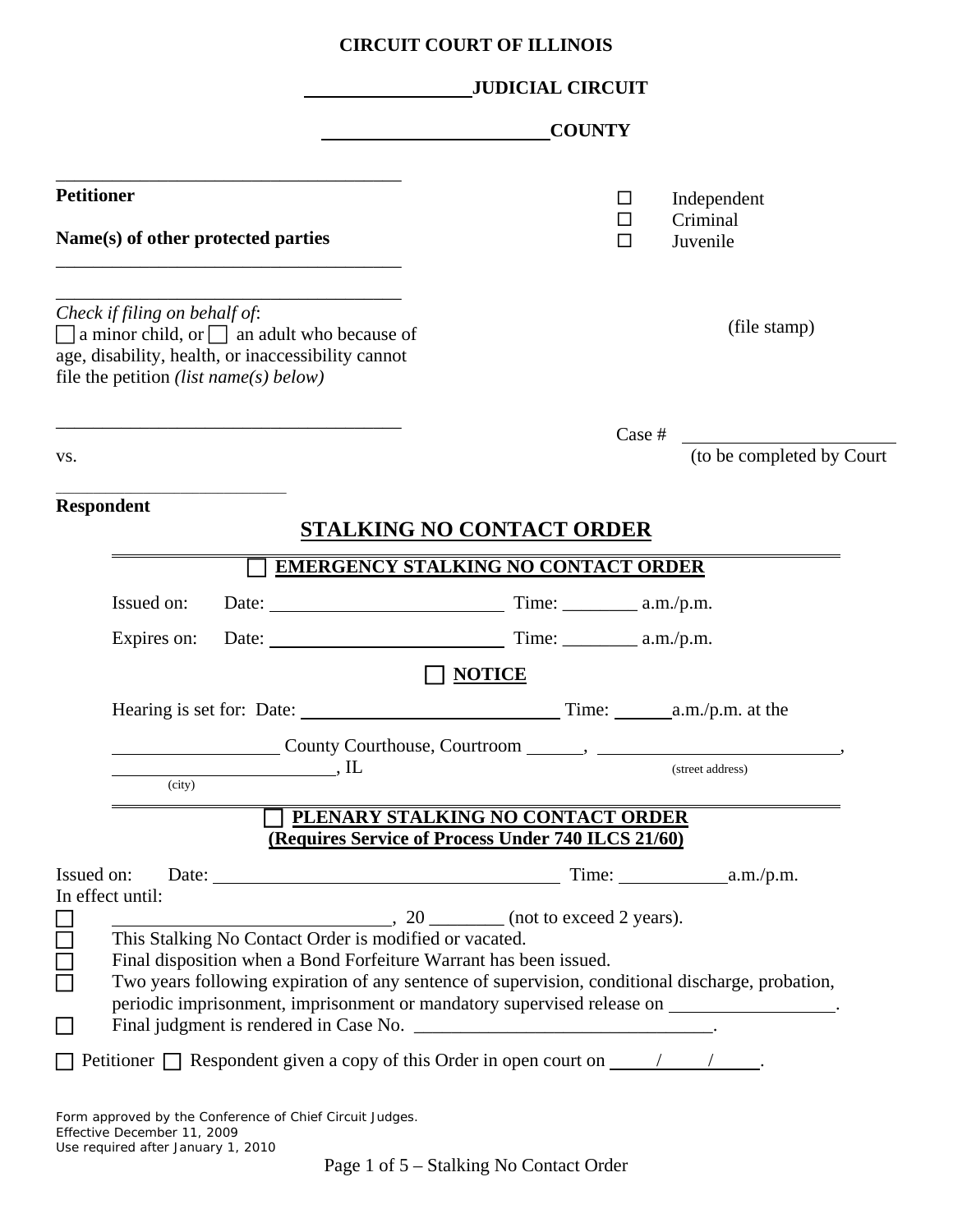**CIRCUIT COURT OF ILLINOIS**

**\_\_\_\_\_\_\_\_\_\_\_\_\_\_\_\_\_\_ JUDICIAL CIRCUIT**

**\_\_\_\_\_\_\_\_\_\_\_\_\_\_\_\_\_\_\_\_\_\_\_\_\_ COUNTY**

\_\_\_\_\_\_\_\_\_\_\_\_\_\_\_\_\_\_\_\_\_\_\_\_\_\_\_\_\_\_\_\_\_\_\_\_\_\_

**Petitioner**

**Name(s) of other protected parties**

\_\_\_\_\_\_\_\_\_\_\_\_\_\_\_\_\_\_\_\_\_\_\_\_\_\_\_\_\_\_\_\_\_\_\_\_\_\_

\_\_\_\_\_\_\_\_\_\_\_\_\_\_\_\_\_\_\_\_\_\_\_\_\_\_\_\_\_\_\_\_\_\_\_\_\_\_

☐ Independent
☐ Criminal
☐ Juvenile

*Check if filing on behalf of*:
☐ a minor child, or ☐ an adult who because of age, disability, health, or inaccessibility cannot file the petition *(list name(s) below)*

(file stamp)

\_\_\_\_\_\_\_\_\_\_\_\_\_\_\_\_\_\_\_\_\_\_\_\_\_\_\_\_\_\_\_\_\_\_\_\_\_\_

Case # \_\_\_\_\_\_\_\_\_\_\_\_\_\_\_\_\_\_\_\_\_\_
(to be completed by Court

vs.

\_\_\_\_\_\_\_\_\_\_\_\_\_\_\_\_\_\_\_\_\_\_\_\_\_\_\_

**Respondent**

# STALKING NO CONTACT ORDER

## ☐ EMERGENCY STALKING NO CONTACT ORDER

Issued on: Date: \_\_\_\_\_\_\_\_\_\_\_\_\_\_\_\_\_\_\_\_\_\_\_\_\_\_ Time: \_\_\_\_\_\_\_\_ a.m./p.m.

Expires on: Date: \_\_\_\_\_\_\_\_\_\_\_\_\_\_\_\_\_\_\_\_\_\_\_\_\_\_ Time: \_\_\_\_\_\_\_\_ a.m./p.m.

## ☐ NOTICE

Hearing is set for: Date: \_\_\_\_\_\_\_\_\_\_\_\_\_\_\_\_\_\_\_\_\_\_\_\_\_\_\_\_\_ Time: \_\_\_\_\_\_a.m./p.m. at the

\_\_\_\_\_\_\_\_\_\_\_\_\_\_\_\_\_\_ County Courthouse, Courtroom \_\_\_\_\_\_, \_\_\_\_\_\_\_\_\_\_\_\_\_\_\_\_\_\_\_\_\_\_\_\_\_\_\_\_,
(street address)

\_\_\_\_\_\_\_\_\_\_\_\_\_\_\_\_\_\_\_\_\_\_\_\_\_\_, IL
(city)

## ☐ PLENARY STALKING NO CONTACT ORDER
**(Requires Service of Process Under 740 ILCS 21/60)**

Issued on: Date: \_\_\_\_\_\_\_\_\_\_\_\_\_\_\_\_\_\_\_\_\_\_\_\_\_\_\_\_\_\_\_\_\_\_\_\_\_\_\_ Time: \_\_\_\_\_\_\_\_\_\_\_\_a.m./p.m.
In effect until:

☐ \_\_\_\_\_\_\_\_\_\_\_\_\_\_\_\_\_\_\_\_\_\_\_\_\_\_\_\_\_\_\_, 20 \_\_\_\_\_\_\_\_ (not to exceed 2 years).
☐ This Stalking No Contact Order is modified or vacated.
☐ Final disposition when a Bond Forfeiture Warrant has been issued.
☐ Two years following expiration of any sentence of supervision, conditional discharge, probation, periodic imprisonment, imprisonment or mandatory supervised release on \_\_\_\_\_\_\_\_\_\_\_\_\_\_\_\_\_\_.
☐ Final judgment is rendered in Case No. \_\_\_\_\_\_\_\_\_\_\_\_\_\_\_\_\_\_\_\_\_\_\_\_\_\_\_\_\_\_\_\_\_.

☐ Petitioner ☐ Respondent given a copy of this Order in open court on \_\_\_\_\_/\_\_\_\_\_/\_\_\_\_\_.

Form approved by the Conference of Chief Circuit Judges.
Effective December 11, 2009
Use required after January 1, 2010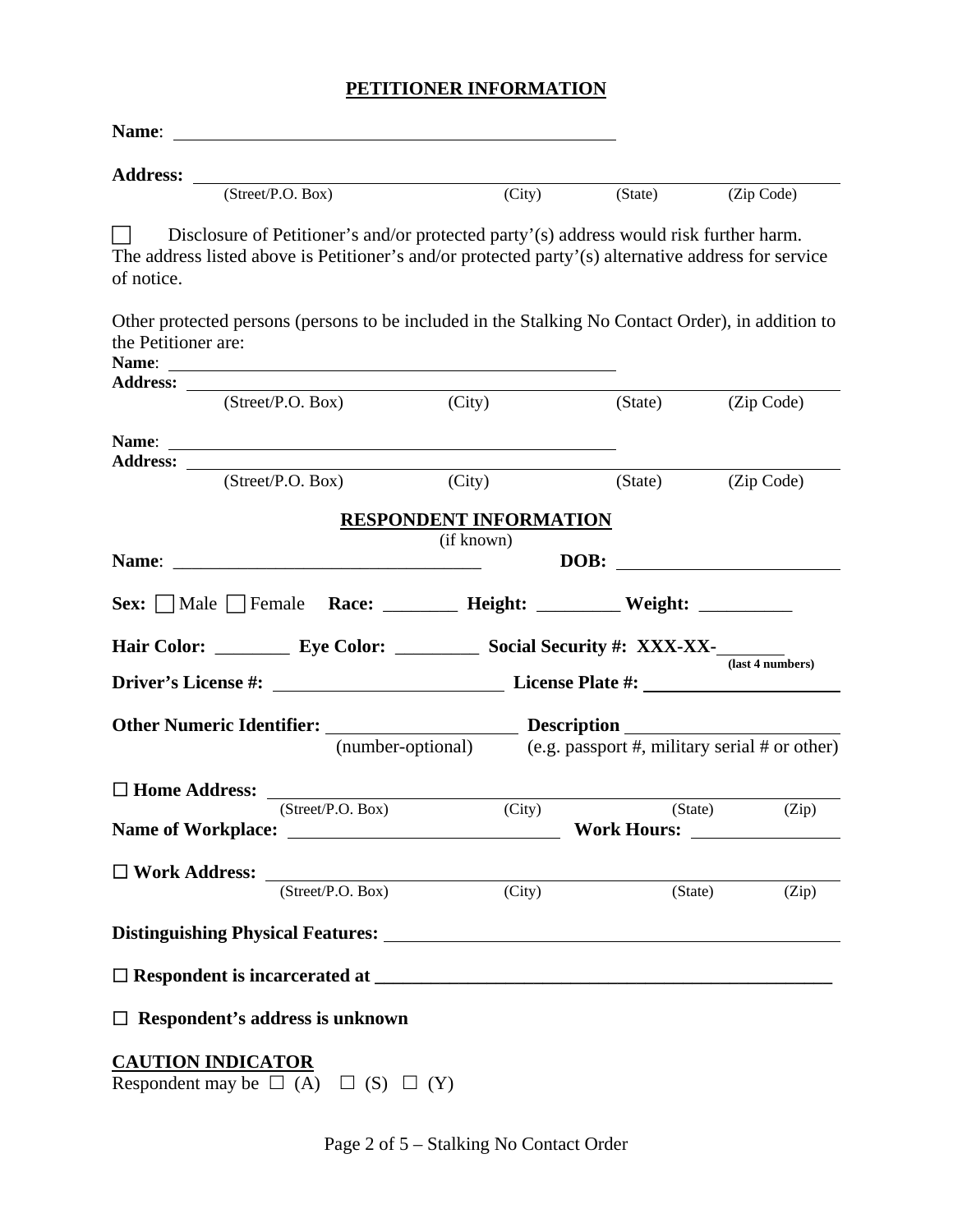## PETITIONER INFORMATION

**Name**: ______________________________________________

**Address:** ______________________________________________
(Street/P.O. Box) (City) (State) (Zip Code)

☐ Disclosure of Petitioner's and/or protected party'(s) address would risk further harm. The address listed above is Petitioner's and/or protected party'(s) alternative address for service of notice.

Other protected persons (persons to be included in the Stalking No Contact Order), in addition to the Petitioner are:

**Name**: ______________________________________________

**Address:** ______________________________________________
(Street/P.O. Box) (City) (State) (Zip Code)

**Name**: ______________________________________________

**Address:** ______________________________________________
(Street/P.O. Box) (City) (State) (Zip Code)

## RESPONDENT INFORMATION

(if known)

**Name**: ______________________________ **DOB:** ______________________

**Sex:** ☐ Male ☐ Female **Race:** ________ **Height:** _________ **Weight:** __________

**Hair Color:** ________ **Eye Color:** _________ **Social Security #: XXX-XX-**_______
**(last 4 numbers)**

**Driver's License #:** ______________________ **License Plate #:** ______________________

**Other Numeric Identifier:** ____________________ **Description** ______________________
(number-optional) (e.g. passport #, military serial # or other)

☐ **Home Address:** ______________________________________________
(Street/P.O. Box) (City) (State) (Zip)

**Name of Workplace:** ______________________ **Work Hours:** ______________

☐ **Work Address:** ______________________________________________
(Street/P.O. Box) (City) (State) (Zip)

**Distinguishing Physical Features:** ______________________________________________

☐ **Respondent is incarcerated at** ______________________________________________

☐ **Respondent's address is unknown**

**CAUTION INDICATOR**

Respondent may be ☐ (A) ☐ (S) ☐ (Y)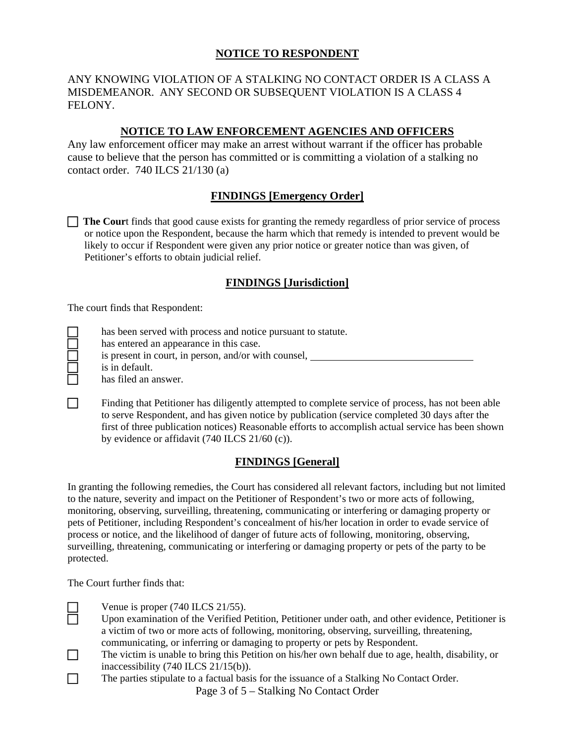## NOTICE TO RESPONDENT

ANY KNOWING VIOLATION OF A STALKING NO CONTACT ORDER IS A CLASS A MISDEMEANOR. ANY SECOND OR SUBSEQUENT VIOLATION IS A CLASS 4 FELONY.

## NOTICE TO LAW ENFORCEMENT AGENCIES AND OFFICERS

Any law enforcement officer may make an arrest without warrant if the officer has probable cause to believe that the person has committed or is committing a violation of a stalking no contact order. 740 ILCS 21/130 (a)

## FINDINGS [Emergency Order]

☐ **The Cour**t finds that good cause exists for granting the remedy regardless of prior service of process or notice upon the Respondent, because the harm which that remedy is intended to prevent would be likely to occur if Respondent were given any prior notice or greater notice than was given, of Petitioner's efforts to obtain judicial relief.

## FINDINGS [Jurisdiction]

The court finds that Respondent:

☐ has been served with process and notice pursuant to statute.
☐ has entered an appearance in this case.
☐ is present in court, in person, and/or with counsel, ______________________________
☐ is in default.
☐ has filed an answer.

☐ Finding that Petitioner has diligently attempted to complete service of process, has not been able to serve Respondent, and has given notice by publication (service completed 30 days after the first of three publication notices) Reasonable efforts to accomplish actual service has been shown by evidence or affidavit (740 ILCS 21/60 (c)).

## FINDINGS [General]

In granting the following remedies, the Court has considered all relevant factors, including but not limited to the nature, severity and impact on the Petitioner of Respondent's two or more acts of following, monitoring, observing, surveilling, threatening, communicating or interfering or damaging property or pets of Petitioner, including Respondent's concealment of his/her location in order to evade service of process or notice, and the likelihood of danger of future acts of following, monitoring, observing, surveilling, threatening, communicating or interfering or damaging property or pets of the party to be protected.

The Court further finds that:

☐ Venue is proper (740 ILCS 21/55).
☐ Upon examination of the Verified Petition, Petitioner under oath, and other evidence, Petitioner is a victim of two or more acts of following, monitoring, observing, surveilling, threatening, communicating, or inferring or damaging to property or pets by Respondent.
☐ The victim is unable to bring this Petition on his/her own behalf due to age, health, disability, or inaccessibility (740 ILCS 21/15(b)).
☐ The parties stipulate to a factual basis for the issuance of a Stalking No Contact Order.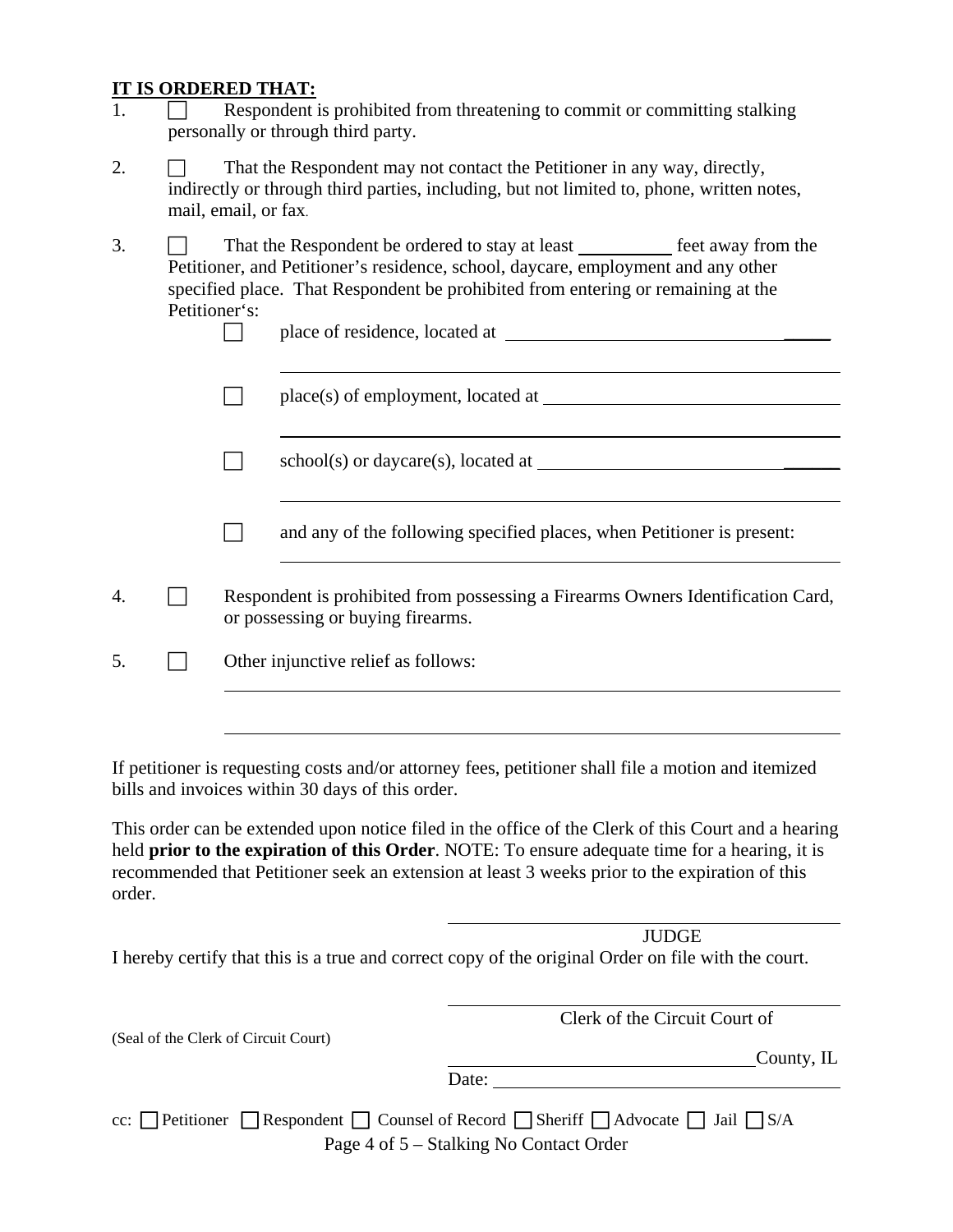**IT IS ORDERED THAT:**

1. ☐ Respondent is prohibited from threatening to commit or committing stalking personally or through third party.

2. ☐ That the Respondent may not contact the Petitioner in any way, directly, indirectly or through third parties, including, but not limited to, phone, written notes, mail, email, or fax.

3. ☐ That the Respondent be ordered to stay at least __________ feet away from the Petitioner, and Petitioner's residence, school, daycare, employment and any other specified place. That Respondent be prohibited from entering or remaining at the Petitioner's:

   ☐ place of residence, located at ____________________________________

   ____________________________________________________________

   ☐ place(s) of employment, located at _________________________________

   ____________________________________________________________

   ☐ school(s) or daycare(s), located at _________________________________

   ____________________________________________________________

   ☐ and any of the following specified places, when Petitioner is present:

   ____________________________________________________________

4. ☐ Respondent is prohibited from possessing a Firearms Owners Identification Card, or possessing or buying firearms.

5. ☐ Other injunctive relief as follows:

   ____________________________________________________________

   ____________________________________________________________

If petitioner is requesting costs and/or attorney fees, petitioner shall file a motion and itemized bills and invoices within 30 days of this order.

This order can be extended upon notice filed in the office of the Clerk of this Court and a hearing held **prior to the expiration of this Order**. NOTE: To ensure adequate time for a hearing, it is recommended that Petitioner seek an extension at least 3 weeks prior to the expiration of this order.

____________________________________
JUDGE

I hereby certify that this is a true and correct copy of the original Order on file with the court.

____________________________________
Clerk of the Circuit Court of

(Seal of the Clerk of Circuit Court)

________________________________County, IL

Date: ______________________________

cc: ☐ Petitioner ☐ Respondent ☐ Counsel of Record ☐ Sheriff ☐ Advocate ☐ Jail ☐ S/A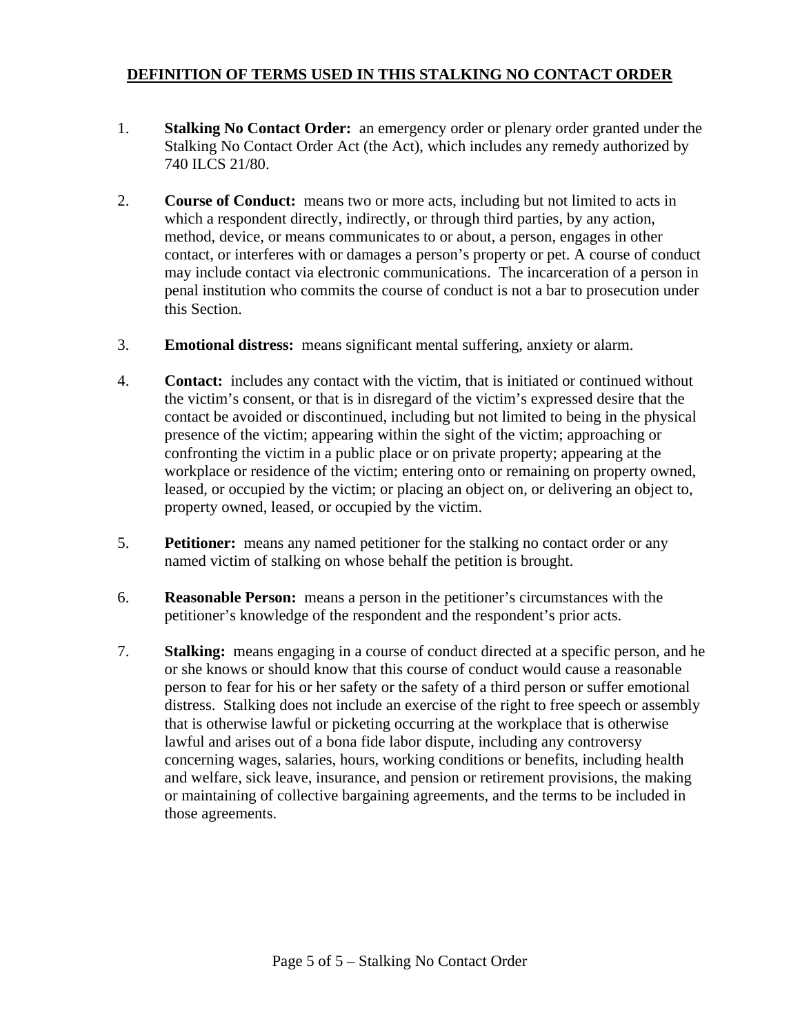**DEFINITION OF TERMS USED IN THIS STALKING NO CONTACT ORDER**

1. **Stalking No Contact Order:** an emergency order or plenary order granted under the Stalking No Contact Order Act (the Act), which includes any remedy authorized by 740 ILCS 21/80.

2. **Course of Conduct:** means two or more acts, including but not limited to acts in which a respondent directly, indirectly, or through third parties, by any action, method, device, or means communicates to or about, a person, engages in other contact, or interferes with or damages a person's property or pet. A course of conduct may include contact via electronic communications. The incarceration of a person in penal institution who commits the course of conduct is not a bar to prosecution under this Section.

3. **Emotional distress:** means significant mental suffering, anxiety or alarm.

4. **Contact:** includes any contact with the victim, that is initiated or continued without the victim's consent, or that is in disregard of the victim's expressed desire that the contact be avoided or discontinued, including but not limited to being in the physical presence of the victim; appearing within the sight of the victim; approaching or confronting the victim in a public place or on private property; appearing at the workplace or residence of the victim; entering onto or remaining on property owned, leased, or occupied by the victim; or placing an object on, or delivering an object to, property owned, leased, or occupied by the victim.

5. **Petitioner:** means any named petitioner for the stalking no contact order or any named victim of stalking on whose behalf the petition is brought.

6. **Reasonable Person:** means a person in the petitioner's circumstances with the petitioner's knowledge of the respondent and the respondent's prior acts.

7. **Stalking:** means engaging in a course of conduct directed at a specific person, and he or she knows or should know that this course of conduct would cause a reasonable person to fear for his or her safety or the safety of a third person or suffer emotional distress. Stalking does not include an exercise of the right to free speech or assembly that is otherwise lawful or picketing occurring at the workplace that is otherwise lawful and arises out of a bona fide labor dispute, including any controversy concerning wages, salaries, hours, working conditions or benefits, including health and welfare, sick leave, insurance, and pension or retirement provisions, the making or maintaining of collective bargaining agreements, and the terms to be included in those agreements.